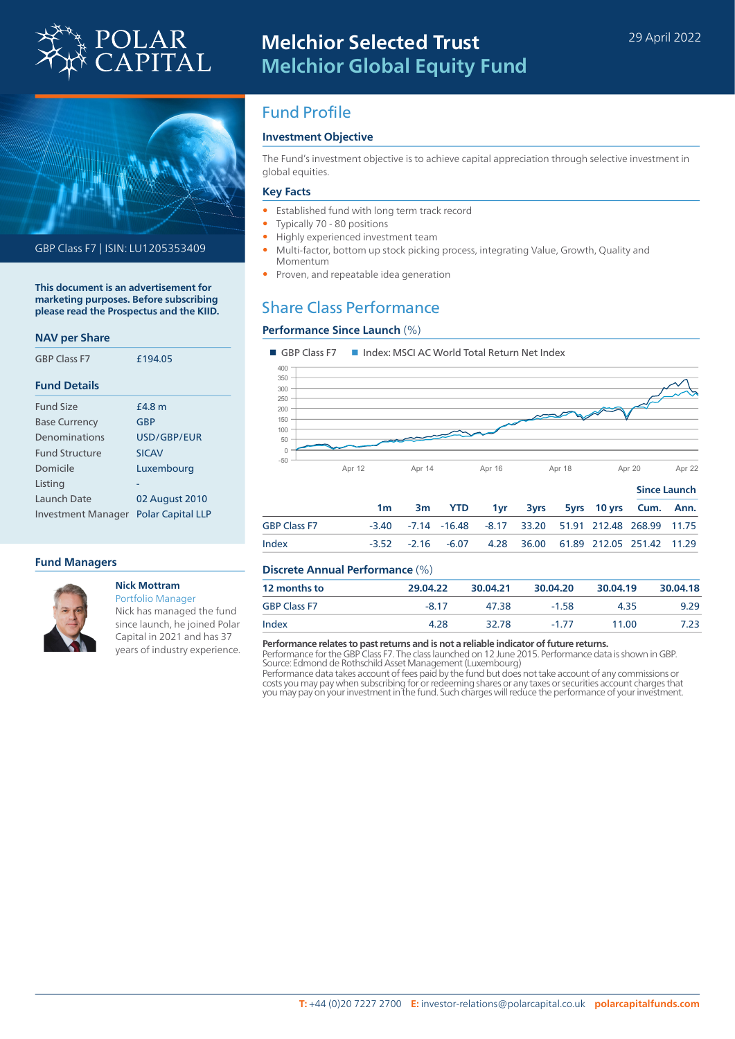# Melchior Selected Trust
## Melchior Global Equity Fund

29 April 2022

GBP Class F7 | ISIN: LU1205353409

**This document is an advertisement for marketing purposes. Before subscribing please read the Prospectus and the KIID.**

### NAV per Share

| | |
|---|---|
| GBP Class F7 | £194.05 |

### Fund Details

| | |
|---|---|
| Fund Size | £4.8 m |
| Base Currency | GBP |
| Denominations | USD/GBP/EUR |
| Fund Structure | SICAV |
| Domicile | Luxembourg |
| Listing | - |
| Launch Date | 02 August 2010 |
| Investment Manager | Polar Capital LLP |

### Fund Managers

**Nick Mottram**
Portfolio Manager
Nick has managed the fund since launch, he joined Polar Capital in 2021 and has 37 years of industry experience.

## Fund Profile

### Investment Objective

The Fund's investment objective is to achieve capital appreciation through selective investment in global equities.

### Key Facts

- Established fund with long term track record
- Typically 70 - 80 positions
- Highly experienced investment team
- Multi-factor, bottom up stock picking process, integrating Value, Growth, Quality and Momentum
- Proven, and repeatable idea generation

## Share Class Performance

### Performance Since Launch (%)

■ GBP Class F7 ■ Index: MSCI AC World Total Return Net Index

| | 1m | 3m | YTD | 1yr | 3yrs | 5yrs | 10 yrs | Since Launch Cum. | Since Launch Ann. |
|---|---|---|---|---|---|---|---|---|---|
| GBP Class F7 | -3.40 | -7.14 | -16.48 | -8.17 | 33.20 | 51.91 | 212.48 | 268.99 | 11.75 |
| Index | -3.52 | -2.16 | -6.07 | 4.28 | 36.00 | 61.89 | 212.05 | 251.42 | 11.29 |

### Discrete Annual Performance (%)

| 12 months to | 29.04.22 | 30.04.21 | 30.04.20 | 30.04.19 | 30.04.18 |
|---|---|---|---|---|---|
| GBP Class F7 | -8.17 | 47.38 | -1.58 | 4.35 | 9.29 |
| Index | 4.28 | 32.78 | -1.77 | 11.00 | 7.23 |

**Performance relates to past returns and is not a reliable indicator of future returns.**
Performance for the GBP Class F7. The class launched on 12 June 2015. Performance data is shown in GBP.
Source: Edmond de Rothschild Asset Management (Luxembourg)
Performance data takes account of fees paid by the fund but does not take account of any commissions or costs you may pay when subscribing for or redeeming shares or any taxes or securities account charges that you may pay on your investment in the fund. Such charges will reduce the performance of your investment.

**T:** +44 (0)20 7227 2700 **E:** investor-relations@polarcapital.co.uk **polarcapitalfunds.com**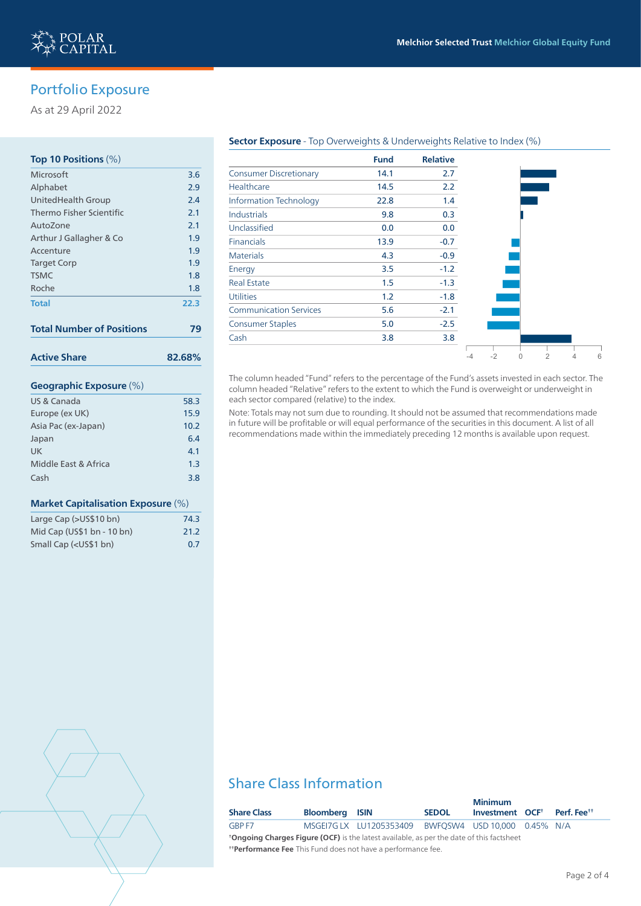# Portfolio Exposure

As at 29 April 2022

## Top 10 Positions (%)

| | |
|---|---|
| Microsoft | 3.6 |
| Alphabet | 2.9 |
| UnitedHealth Group | 2.4 |
| Thermo Fisher Scientific | 2.1 |
| AutoZone | 2.1 |
| Arthur J Gallagher & Co | 1.9 |
| Accenture | 1.9 |
| Target Corp | 1.9 |
| TSMC | 1.8 |
| Roche | 1.8 |
| **Total** | **22.3** |

| | |
|---|---|
| **Total Number of Positions** | **79** |

| | |
|---|---|
| **Active Share** | **82.68%** |

## Geographic Exposure (%)

| | |
|---|---|
| US & Canada | 58.3 |
| Europe (ex UK) | 15.9 |
| Asia Pac (ex-Japan) | 10.2 |
| Japan | 6.4 |
| UK | 4.1 |
| Middle East & Africa | 1.3 |
| Cash | 3.8 |

## Market Capitalisation Exposure (%)

| | |
|---|---|
| Large Cap (>US$10 bn) | 74.3 |
| Mid Cap (US$1 bn - 10 bn) | 21.2 |
| Small Cap (<US$1 bn) | 0.7 |

## Sector Exposure - Top Overweights & Underweights Relative to Index (%)

| | Fund | Relative |
|---|---|---|
| Consumer Discretionary | 14.1 | 2.7 |
| Healthcare | 14.5 | 2.2 |
| Information Technology | 22.8 | 1.4 |
| Industrials | 9.8 | 0.3 |
| Unclassified | 0.0 | 0.0 |
| Financials | 13.9 | -0.7 |
| Materials | 4.3 | -0.9 |
| Energy | 3.5 | -1.2 |
| Real Estate | 1.5 | -1.3 |
| Utilities | 1.2 | -1.8 |
| Communication Services | 5.6 | -2.1 |
| Consumer Staples | 5.0 | -2.5 |
| Cash | 3.8 | 3.8 |

The column headed "Fund" refers to the percentage of the Fund's assets invested in each sector. The column headed "Relative" refers to the extent to which the Fund is overweight or underweight in each sector compared (relative) to the index.

Note: Totals may not sum due to rounding. It should not be assumed that recommendations made in future will be profitable or will equal performance of the securities in this document. A list of all recommendations made within the immediately preceding 12 months is available upon request.

# Share Class Information

| Share Class | Bloomberg | ISIN | SEDOL | Minimum Investment | OCF† | Perf. Fee†† |
|---|---|---|---|---|---|---|
| GBP F7 | MSGEI7G LX | LU1205353409 | BWFQSW4 | USD 10,000 | 0.45% | N/A |

†**Ongoing Charges Figure (OCF)** is the latest available, as per the date of this factsheet

††**Performance Fee** This Fund does not have a performance fee.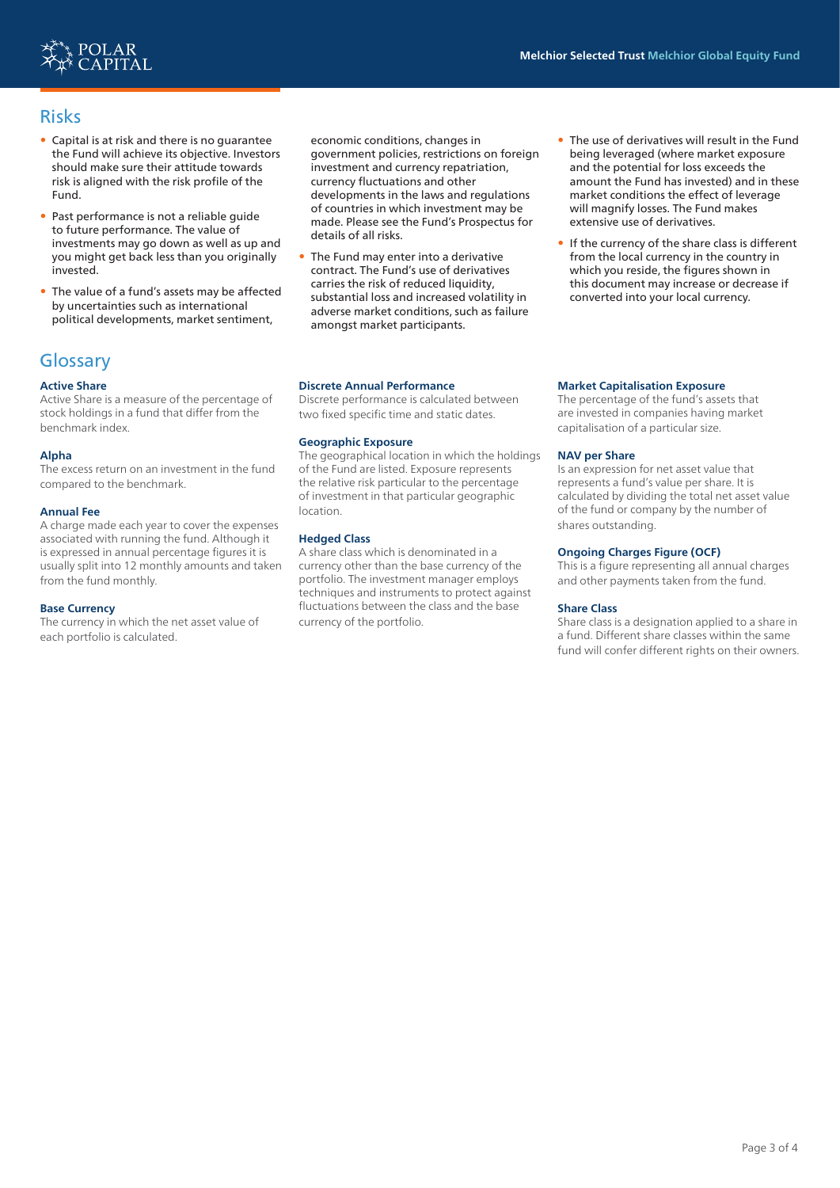## Risks

- Capital is at risk and there is no guarantee the Fund will achieve its objective. Investors should make sure their attitude towards risk is aligned with the risk profile of the Fund.
- Past performance is not a reliable guide to future performance. The value of investments may go down as well as up and you might get back less than you originally invested.
- The value of a fund's assets may be affected by uncertainties such as international political developments, market sentiment, economic conditions, changes in government policies, restrictions on foreign investment and currency repatriation, currency fluctuations and other developments in the laws and regulations of countries in which investment may be made. Please see the Fund's Prospectus for details of all risks.
- The Fund may enter into a derivative contract. The Fund's use of derivatives carries the risk of reduced liquidity, substantial loss and increased volatility in adverse market conditions, such as failure amongst market participants.
- The use of derivatives will result in the Fund being leveraged (where market exposure and the potential for loss exceeds the amount the Fund has invested) and in these market conditions the effect of leverage will magnify losses. The Fund makes extensive use of derivatives.
- If the currency of the share class is different from the local currency in the country in which you reside, the figures shown in this document may increase or decrease if converted into your local currency.

## Glossary

**Active Share**
Active Share is a measure of the percentage of stock holdings in a fund that differ from the benchmark index.

**Alpha**
The excess return on an investment in the fund compared to the benchmark.

**Annual Fee**
A charge made each year to cover the expenses associated with running the fund. Although it is expressed in annual percentage figures it is usually split into 12 monthly amounts and taken from the fund monthly.

**Base Currency**
The currency in which the net asset value of each portfolio is calculated.

**Discrete Annual Performance**
Discrete performance is calculated between two fixed specific time and static dates.

**Geographic Exposure**
The geographical location in which the holdings of the Fund are listed. Exposure represents the relative risk particular to the percentage of investment in that particular geographic location.

**Hedged Class**
A share class which is denominated in a currency other than the base currency of the portfolio. The investment manager employs techniques and instruments to protect against fluctuations between the class and the base currency of the portfolio.

**Market Capitalisation Exposure**
The percentage of the fund's assets that are invested in companies having market capitalisation of a particular size.

**NAV per Share**
Is an expression for net asset value that represents a fund's value per share. It is calculated by dividing the total net asset value of the fund or company by the number of shares outstanding.

**Ongoing Charges Figure (OCF)**
This is a figure representing all annual charges and other payments taken from the fund.

**Share Class**
Share class is a designation applied to a share in a fund. Different share classes within the same fund will confer different rights on their owners.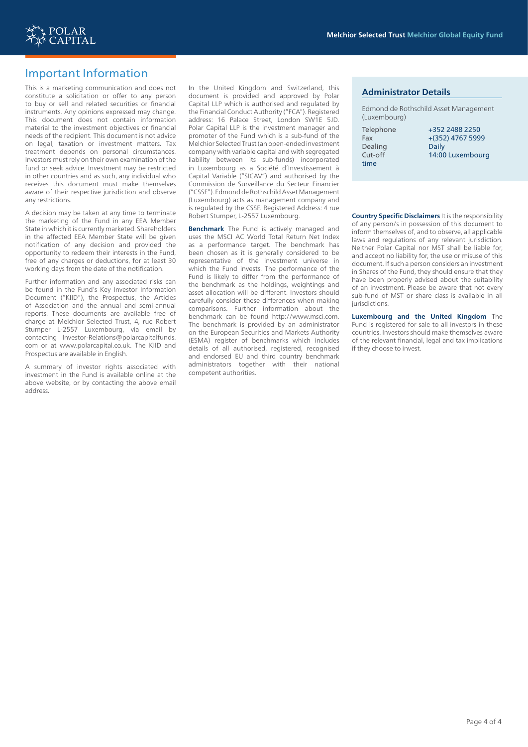## Important Information

This is a marketing communication and does not constitute a solicitation or offer to any person to buy or sell and related securities or financial instruments. Any opinions expressed may change. This document does not contain information material to the investment objectives or financial needs of the recipient. This document is not advice on legal, taxation or investment matters. Tax treatment depends on personal circumstances. Investors must rely on their own examination of the fund or seek advice. Investment may be restricted in other countries and as such, any individual who receives this document must make themselves aware of their respective jurisdiction and observe any restrictions.

A decision may be taken at any time to terminate the marketing of the Fund in any EEA Member State in which it is currently marketed. Shareholders in the affected EEA Member State will be given notification of any decision and provided the opportunity to redeem their interests in the Fund, free of any charges or deductions, for at least 30 working days from the date of the notification.

Further information and any associated risks can be found in the Fund's Key Investor Information Document ("KIID"), the Prospectus, the Articles of Association and the annual and semi-annual reports. These documents are available free of charge at Melchior Selected Trust, 4, rue Robert Stumper L-2557 Luxembourg, via email by contacting Investor-Relations@polarcapitalfunds.com or at www.polarcapital.co.uk. The KIID and Prospectus are available in English.

A summary of investor rights associated with investment in the Fund is available online at the above website, or by contacting the above email address.

In the United Kingdom and Switzerland, this document is provided and approved by Polar Capital LLP which is authorised and regulated by the Financial Conduct Authority ("FCA"). Registered address: 16 Palace Street, London SW1E 5JD. Polar Capital LLP is the investment manager and promoter of the Fund which is a sub-fund of the Melchior Selected Trust (an open-ended investment company with variable capital and with segregated liability between its sub-funds) incorporated in Luxembourg as a Société d'Investissement à Capital Variable ("SICAV") and authorised by the Commission de Surveillance du Secteur Financier ("CSSF"). Edmond de Rothschild Asset Management (Luxembourg) acts as management company and is regulated by the CSSF. Registered Address: 4 rue Robert Stumper, L-2557 Luxembourg.

**Benchmark** The Fund is actively managed and uses the MSCI AC World Total Return Net Index as a performance target. The benchmark has been chosen as it is generally considered to be representative of the investment universe in which the Fund invests. The performance of the Fund is likely to differ from the performance of the benchmark as the holdings, weightings and asset allocation will be different. Investors should carefully consider these differences when making comparisons. Further information about the benchmark can be found http://www.msci.com. The benchmark is provided by an administrator on the European Securities and Markets Authority (ESMA) register of benchmarks which includes details of all authorised, registered, recognised and endorsed EU and third country benchmark administrators together with their national competent authorities.

### Administrator Details

Edmond de Rothschild Asset Management (Luxembourg)

| | |
|---|---|
| Telephone | +352 2488 2250 |
| Fax | +(352) 4767 5999 |
| Dealing | Daily |
| Cut-off time | 14:00 Luxembourg |

**Country Specific Disclaimers** It is the responsibility of any person/s in possession of this document to inform themselves of, and to observe, all applicable laws and regulations of any relevant jurisdiction. Neither Polar Capital nor MST shall be liable for, and accept no liability for, the use or misuse of this document. If such a person considers an investment in Shares of the Fund, they should ensure that they have been properly advised about the suitability of an investment. Please be aware that not every sub-fund of MST or share class is available in all jurisdictions.

**Luxembourg and the United Kingdom** The Fund is registered for sale to all investors in these countries. Investors should make themselves aware of the relevant financial, legal and tax implications if they choose to invest.